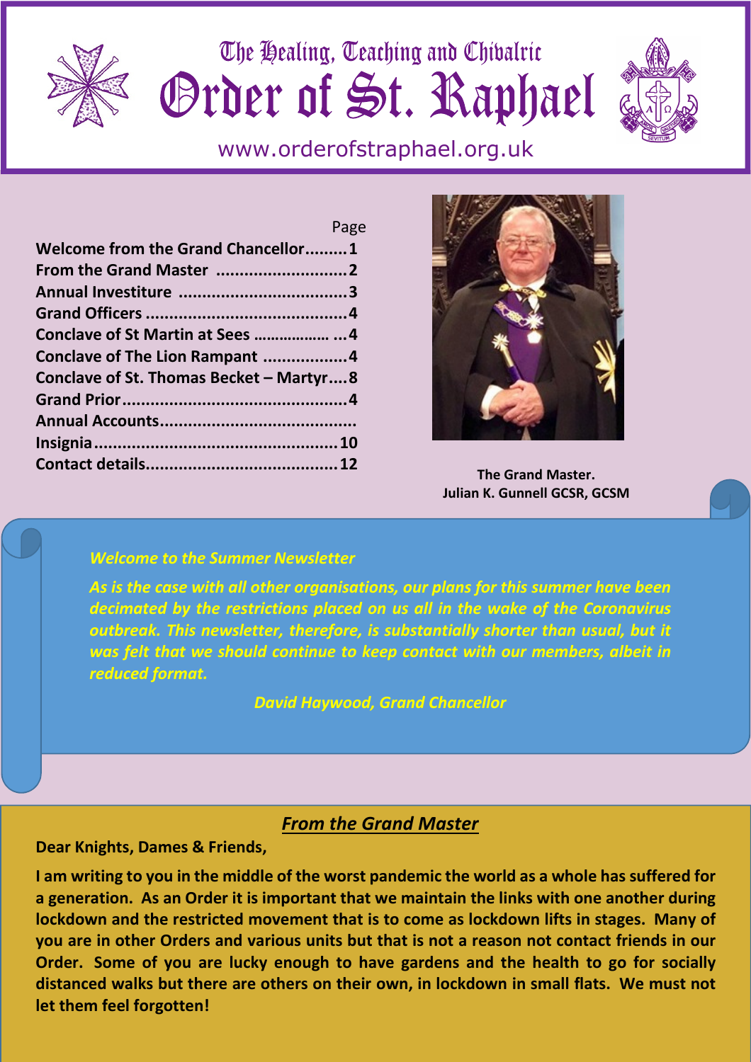# The Healing, Teaching and Chivalric Order of St. Raphael

www.orderofstraphael.org.uk

| | Page |
|---|---|
| Welcome from the Grand Chancellor | 1 |
| From the Grand Master | 2 |
| Annual Investiture | 3 |
| Grand Officers | 4 |
| Conclave of St Martin at Sees | 4 |
| Conclave of The Lion Rampant | 4 |
| Conclave of St. Thomas Becket – Martyr | 8 |
| Grand Prior | 4 |
| Annual Accounts | |
| Insignia | 10 |
| Contact details | 12 |

**The Grand Master.**
**Julian K. Gunnell GCSR, GCSM**

***Welcome to the Summer Newsletter***

*As is the case with all other organisations, our plans for this summer have been decimated by the restrictions placed on us all in the wake of the Coronavirus outbreak. This newsletter, therefore, is substantially shorter than usual, but it was felt that we should continue to keep contact with our members, albeit in reduced format.*

*David Haywood, Grand Chancellor*

## *From the Grand Master*

**Dear Knights, Dames & Friends,**

**I am writing to you in the middle of the worst pandemic the world as a whole has suffered for a generation. As an Order it is important that we maintain the links with one another during lockdown and the restricted movement that is to come as lockdown lifts in stages. Many of you are in other Orders and various units but that is not a reason not contact friends in our Order. Some of you are lucky enough to have gardens and the health to go for socially distanced walks but there are others on their own, in lockdown in small flats. We must not let them feel forgotten!**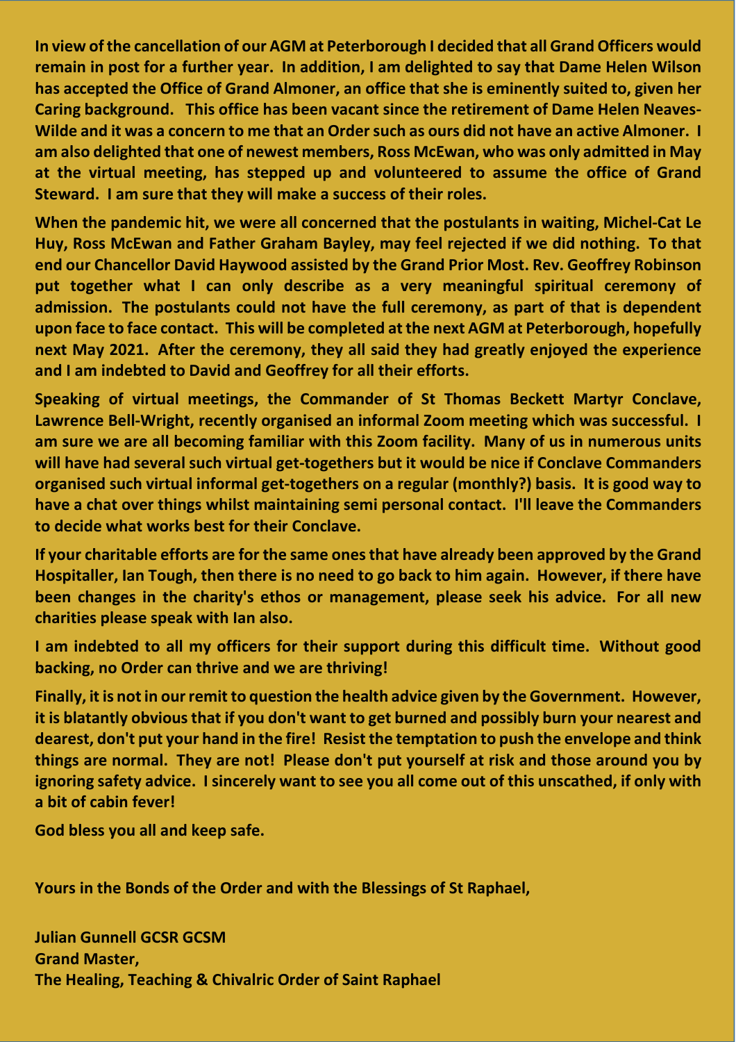**In view of the cancellation of our AGM at Peterborough I decided that all Grand Officers would remain in post for a further year. In addition, I am delighted to say that Dame Helen Wilson has accepted the Office of Grand Almoner, an office that she is eminently suited to, given her Caring background. This office has been vacant since the retirement of Dame Helen Neaves-Wilde and it was a concern to me that an Order such as ours did not have an active Almoner. I am also delighted that one of newest members, Ross McEwan, who was only admitted in May at the virtual meeting, has stepped up and volunteered to assume the office of Grand Steward. I am sure that they will make a success of their roles.**

**When the pandemic hit, we were all concerned that the postulants in waiting, Michel-Cat Le Huy, Ross McEwan and Father Graham Bayley, may feel rejected if we did nothing. To that end our Chancellor David Haywood assisted by the Grand Prior Most. Rev. Geoffrey Robinson put together what I can only describe as a very meaningful spiritual ceremony of admission. The postulants could not have the full ceremony, as part of that is dependent upon face to face contact. This will be completed at the next AGM at Peterborough, hopefully next May 2021. After the ceremony, they all said they had greatly enjoyed the experience and I am indebted to David and Geoffrey for all their efforts.**

**Speaking of virtual meetings, the Commander of St Thomas Beckett Martyr Conclave, Lawrence Bell-Wright, recently organised an informal Zoom meeting which was successful. I am sure we are all becoming familiar with this Zoom facility. Many of us in numerous units will have had several such virtual get-togethers but it would be nice if Conclave Commanders organised such virtual informal get-togethers on a regular (monthly?) basis. It is good way to have a chat over things whilst maintaining semi personal contact. I'll leave the Commanders to decide what works best for their Conclave.**

**If your charitable efforts are for the same ones that have already been approved by the Grand Hospitaller, Ian Tough, then there is no need to go back to him again. However, if there have been changes in the charity's ethos or management, please seek his advice. For all new charities please speak with Ian also.**

**I am indebted to all my officers for their support during this difficult time. Without good backing, no Order can thrive and we are thriving!**

**Finally, it is not in our remit to question the health advice given by the Government. However, it is blatantly obvious that if you don't want to get burned and possibly burn your nearest and dearest, don't put your hand in the fire! Resist the temptation to push the envelope and think things are normal. They are not! Please don't put yourself at risk and those around you by ignoring safety advice. I sincerely want to see you all come out of this unscathed, if only with a bit of cabin fever!**

**God bless you all and keep safe.**

**Yours in the Bonds of the Order and with the Blessings of St Raphael,**

**Julian Gunnell GCSR GCSM**
**Grand Master,**
**The Healing, Teaching & Chivalric Order of Saint Raphael**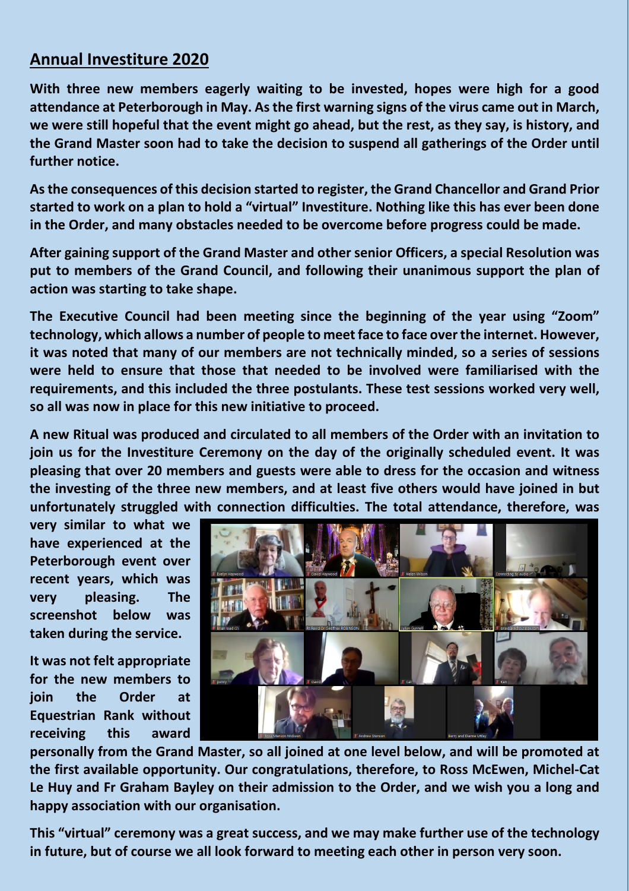## Annual Investiture 2020

**With three new members eagerly waiting to be invested, hopes were high for a good attendance at Peterborough in May. As the first warning signs of the virus came out in March, we were still hopeful that the event might go ahead, but the rest, as they say, is history, and the Grand Master soon had to take the decision to suspend all gatherings of the Order until further notice.**

**As the consequences of this decision started to register, the Grand Chancellor and Grand Prior started to work on a plan to hold a "virtual" Investiture. Nothing like this has ever been done in the Order, and many obstacles needed to be overcome before progress could be made.**

**After gaining support of the Grand Master and other senior Officers, a special Resolution was put to members of the Grand Council, and following their unanimous support the plan of action was starting to take shape.**

**The Executive Council had been meeting since the beginning of the year using "Zoom" technology, which allows a number of people to meet face to face over the internet. However, it was noted that many of our members are not technically minded, so a series of sessions were held to ensure that those that needed to be involved were familiarised with the requirements, and this included the three postulants. These test sessions worked very well, so all was now in place for this new initiative to proceed.**

**A new Ritual was produced and circulated to all members of the Order with an invitation to join us for the Investiture Ceremony on the day of the originally scheduled event. It was pleasing that over 20 members and guests were able to dress for the occasion and witness the investing of the three new members, and at least five others would have joined in but unfortunately struggled with connection difficulties. The total attendance, therefore, was very similar to what we have experienced at the Peterborough event over recent years, which was very pleasing. The screenshot below was taken during the service.**

**It was not felt appropriate for the new members to join the Order at Equestrian Rank without receiving this award personally from the Grand Master, so all joined at one level below, and will be promoted at the first available opportunity. Our congratulations, therefore, to Ross McEwen, Michel-Cat Le Huy and Fr Graham Bayley on their admission to the Order, and we wish you a long and happy association with our organisation.**

**This "virtual" ceremony was a great success, and we may make further use of the technology in future, but of course we all look forward to meeting each other in person very soon.**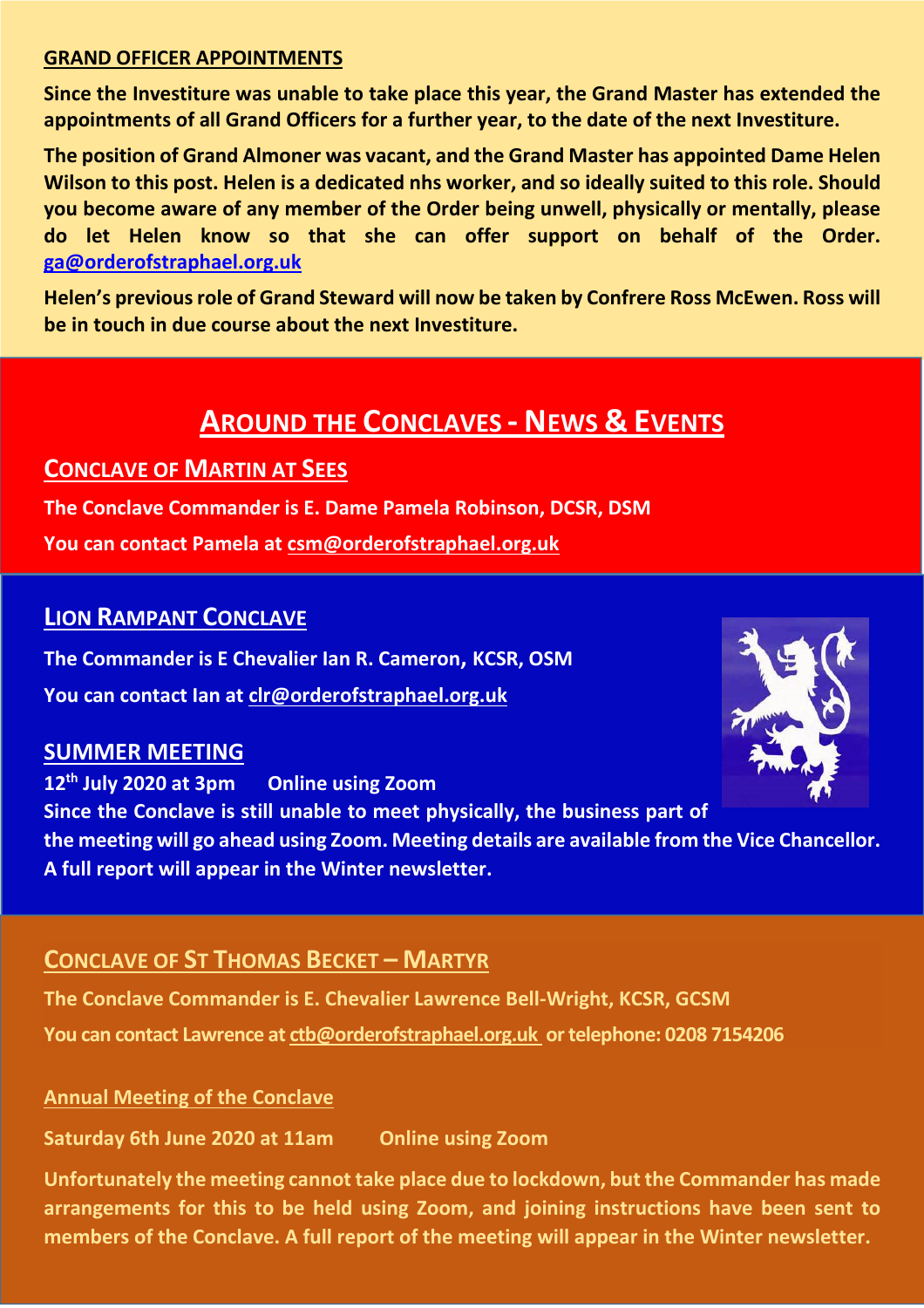## GRAND OFFICER APPOINTMENTS

**Since the Investiture was unable to take place this year, the Grand Master has extended the appointments of all Grand Officers for a further year, to the date of the next Investiture.**

**The position of Grand Almoner was vacant, and the Grand Master has appointed Dame Helen Wilson to this post. Helen is a dedicated nhs worker, and so ideally suited to this role. Should you become aware of any member of the Order being unwell, physically or mentally, please do let Helen know so that she can offer support on behalf of the Order. ga@orderofstraphael.org.uk**

**Helen's previous role of Grand Steward will now be taken by Confrere Ross McEwen. Ross will be in touch in due course about the next Investiture.**

# AROUND THE CONCLAVES - NEWS & EVENTS

## CONCLAVE OF MARTIN AT SEES

**The Conclave Commander is E. Dame Pamela Robinson, DCSR, DSM**

**You can contact Pamela at csm@orderofstraphael.org.uk**

## LION RAMPANT CONCLAVE

**The Commander is E Chevalier Ian R. Cameron, KCSR, OSM**

**You can contact Ian at clr@orderofstraphael.org.uk**

### SUMMER MEETING

**12th July 2020 at 3pm Online using Zoom**

**Since the Conclave is still unable to meet physically, the business part of the meeting will go ahead using Zoom. Meeting details are available from the Vice Chancellor. A full report will appear in the Winter newsletter.**

## CONCLAVE OF ST THOMAS BECKET – MARTYR

**The Conclave Commander is E. Chevalier Lawrence Bell-Wright, KCSR, GCSM**

**You can contact Lawrence at ctb@orderofstraphael.org.uk or telephone: 0208 7154206**

### Annual Meeting of the Conclave

**Saturday 6th June 2020 at 11am Online using Zoom**

**Unfortunately the meeting cannot take place due to lockdown, but the Commander has made arrangements for this to be held using Zoom, and joining instructions have been sent to members of the Conclave. A full report of the meeting will appear in the Winter newsletter.**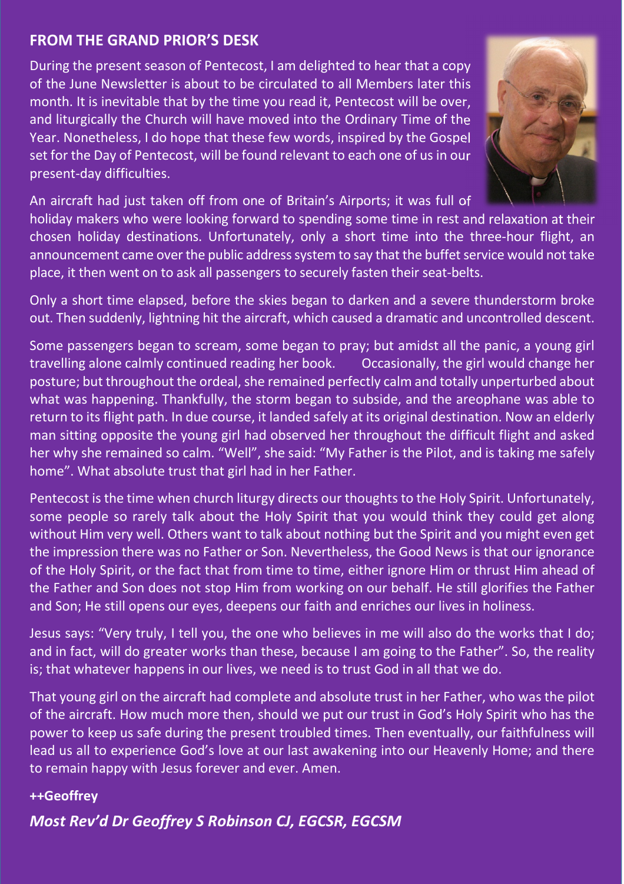## FROM THE GRAND PRIOR'S DESK

During the present season of Pentecost, I am delighted to hear that a copy of the June Newsletter is about to be circulated to all Members later this month. It is inevitable that by the time you read it, Pentecost will be over, and liturgically the Church will have moved into the Ordinary Time of the Year. Nonetheless, I do hope that these few words, inspired by the Gospel set for the Day of Pentecost, will be found relevant to each one of us in our present-day difficulties.

An aircraft had just taken off from one of Britain's Airports; it was full of holiday makers who were looking forward to spending some time in rest and relaxation at their chosen holiday destinations. Unfortunately, only a short time into the three-hour flight, an announcement came over the public address system to say that the buffet service would not take place, it then went on to ask all passengers to securely fasten their seat-belts.

Only a short time elapsed, before the skies began to darken and a severe thunderstorm broke out. Then suddenly, lightning hit the aircraft, which caused a dramatic and uncontrolled descent.

Some passengers began to scream, some began to pray; but amidst all the panic, a young girl travelling alone calmly continued reading her book. Occasionally, the girl would change her posture; but throughout the ordeal, she remained perfectly calm and totally unperturbed about what was happening. Thankfully, the storm began to subside, and the areophane was able to return to its flight path. In due course, it landed safely at its original destination. Now an elderly man sitting opposite the young girl had observed her throughout the difficult flight and asked her why she remained so calm. "Well", she said: "My Father is the Pilot, and is taking me safely home". What absolute trust that girl had in her Father.

Pentecost is the time when church liturgy directs our thoughts to the Holy Spirit. Unfortunately, some people so rarely talk about the Holy Spirit that you would think they could get along without Him very well. Others want to talk about nothing but the Spirit and you might even get the impression there was no Father or Son. Nevertheless, the Good News is that our ignorance of the Holy Spirit, or the fact that from time to time, either ignore Him or thrust Him ahead of the Father and Son does not stop Him from working on our behalf. He still glorifies the Father and Son; He still opens our eyes, deepens our faith and enriches our lives in holiness.

Jesus says: "Very truly, I tell you, the one who believes in me will also do the works that I do; and in fact, will do greater works than these, because I am going to the Father". So, the reality is; that whatever happens in our lives, we need is to trust God in all that we do.

That young girl on the aircraft had complete and absolute trust in her Father, who was the pilot of the aircraft. How much more then, should we put our trust in God's Holy Spirit who has the power to keep us safe during the present troubled times. Then eventually, our faithfulness will lead us all to experience God's love at our last awakening into our Heavenly Home; and there to remain happy with Jesus forever and ever. Amen.

**++Geoffrey**

***Most Rev'd Dr Geoffrey S Robinson CJ, EGCSR, EGCSM***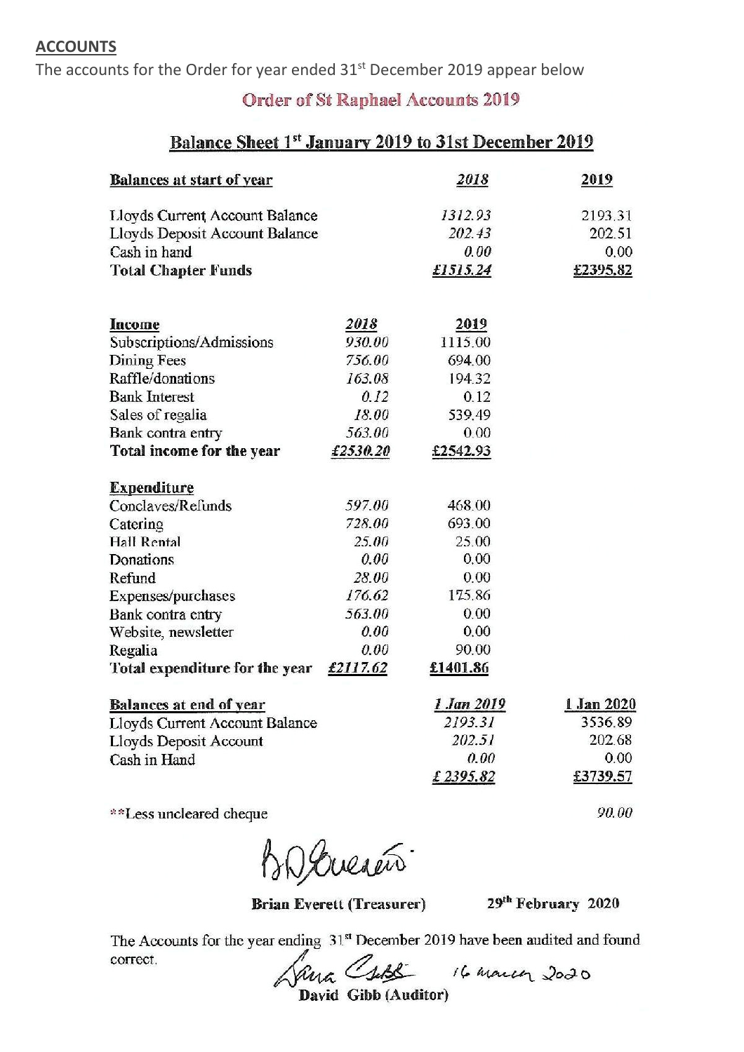**ACCOUNTS**

The accounts for the Order for year ended 31st December 2019 appear below

## Order of St Raphael Accounts 2019

### Balance Sheet 1st January 2019 to 31st December 2019

| **Balances at start of year** | | *2018* | 2019 |
|---|---|---|---|
| Lloyds Current Account Balance | | *1312.93* | 2193.31 |
| Lloyds Deposit Account Balance | | *202.43* | 202.51 |
| Cash in hand | | *0.00* | 0.00 |
| **Total Chapter Funds** | | ***£1515.24*** | **£2395.82** |

| **Income** | *2018* | 2019 |
|---|---|---|
| Subscriptions/Admissions | *930.00* | 1115.00 |
| Dining Fees | *756.00* | 694.00 |
| Raffle/donations | *163.08* | 194.32 |
| Bank Interest | *0.12* | 0.12 |
| Sales of regalia | *18.00* | 539.49 |
| Bank contra entry | *563.00* | 0.00 |
| **Total income for the year** | ***£2530.20*** | **£2542.93** |

| **Expenditure** | | |
|---|---|---|
| Conclaves/Refunds | *597.00* | 468.00 |
| Catering | *728.00* | 693.00 |
| Hall Rental | *25.00* | 25.00 |
| Donations | *0.00* | 0.00 |
| Refund | *28.00* | 0.00 |
| Expenses/purchases | *176.62* | 175.86 |
| Bank contra entry | *563.00* | 0.00 |
| Website, newsletter | *0.00* | 0.00 |
| Regalia | *0.00* | 90.00 |
| **Total expenditure for the year** | ***£2117.62*** | **£1401.86** |

| **Balances at end of year** | | *1 Jan 2019* | 1 Jan 2020 |
|---|---|---|---|
| Lloyds Current Account Balance | | *2193.31* | 3536.89 |
| Lloyds Deposit Account | | *202.51* | 202.68 |
| Cash in Hand | | *0.00* | 0.00 |
| | | *£ 2395.82* | **£3739.57** |

**Less uncleared cheque *90.00*

**Brian Everett (Treasurer)** 29th February 2020

The Accounts for the year ending 31st December 2019 have been audited and found correct.

16 March 2020

**David Gibb (Auditor)**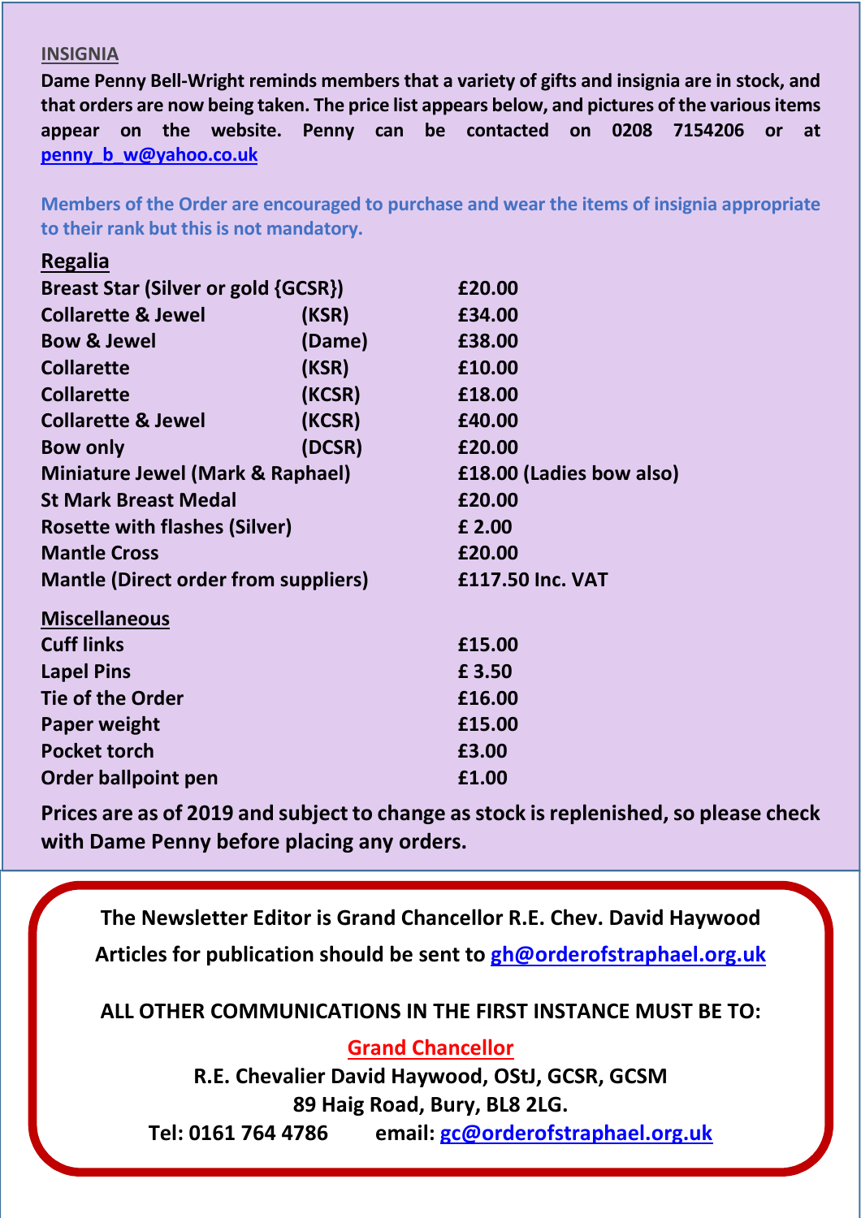## INSIGNIA

**Dame Penny Bell-Wright reminds members that a variety of gifts and insignia are in stock, and that orders are now being taken. The price list appears below, and pictures of the various items appear on the website. Penny can be contacted on 0208 7154206 or at [penny_b_w@yahoo.co.uk](mailto:penny_b_w@yahoo.co.uk)**

**Members of the Order are encouraged to purchase and wear the items of insignia appropriate to their rank but this is not mandatory.**

### Regalia

| | | |
|---|---|---|
| **Breast Star (Silver or gold {GCSR})** | | **£20.00** |
| **Collarette & Jewel** | **(KSR)** | **£34.00** |
| **Bow & Jewel** | **(Dame)** | **£38.00** |
| **Collarette** | **(KSR)** | **£10.00** |
| **Collarette** | **(KCSR)** | **£18.00** |
| **Collarette & Jewel** | **(KCSR)** | **£40.00** |
| **Bow only** | **(DCSR)** | **£20.00** |
| **Miniature Jewel (Mark & Raphael)** | | **£18.00 (Ladies bow also)** |
| **St Mark Breast Medal** | | **£20.00** |
| **Rosette with flashes (Silver)** | | **£ 2.00** |
| **Mantle Cross** | | **£20.00** |
| **Mantle (Direct order from suppliers)** | | **£117.50 Inc. VAT** |

### Miscellaneous

| | |
|---|---|
| **Cuff links** | **£15.00** |
| **Lapel Pins** | **£ 3.50** |
| **Tie of the Order** | **£16.00** |
| **Paper weight** | **£15.00** |
| **Pocket torch** | **£3.00** |
| **Order ballpoint pen** | **£1.00** |

**Prices are as of 2019 and subject to change as stock is replenished, so please check with Dame Penny before placing any orders.**

---

**The Newsletter Editor is Grand Chancellor R.E. Chev. David Haywood**

**Articles for publication should be sent to [gh@orderofstraphael.org.uk](mailto:gh@orderofstraphael.org.uk)**

**ALL OTHER COMMUNICATIONS IN THE FIRST INSTANCE MUST BE TO:**

**Grand Chancellor**

**R.E. Chevalier David Haywood, OStJ, GCSR, GCSM**

**89 Haig Road, Bury, BL8 2LG.**

**Tel: 0161 764 4786 email: [gc@orderofstraphael.org.uk](mailto:gc@orderofstraphael.org.uk)**